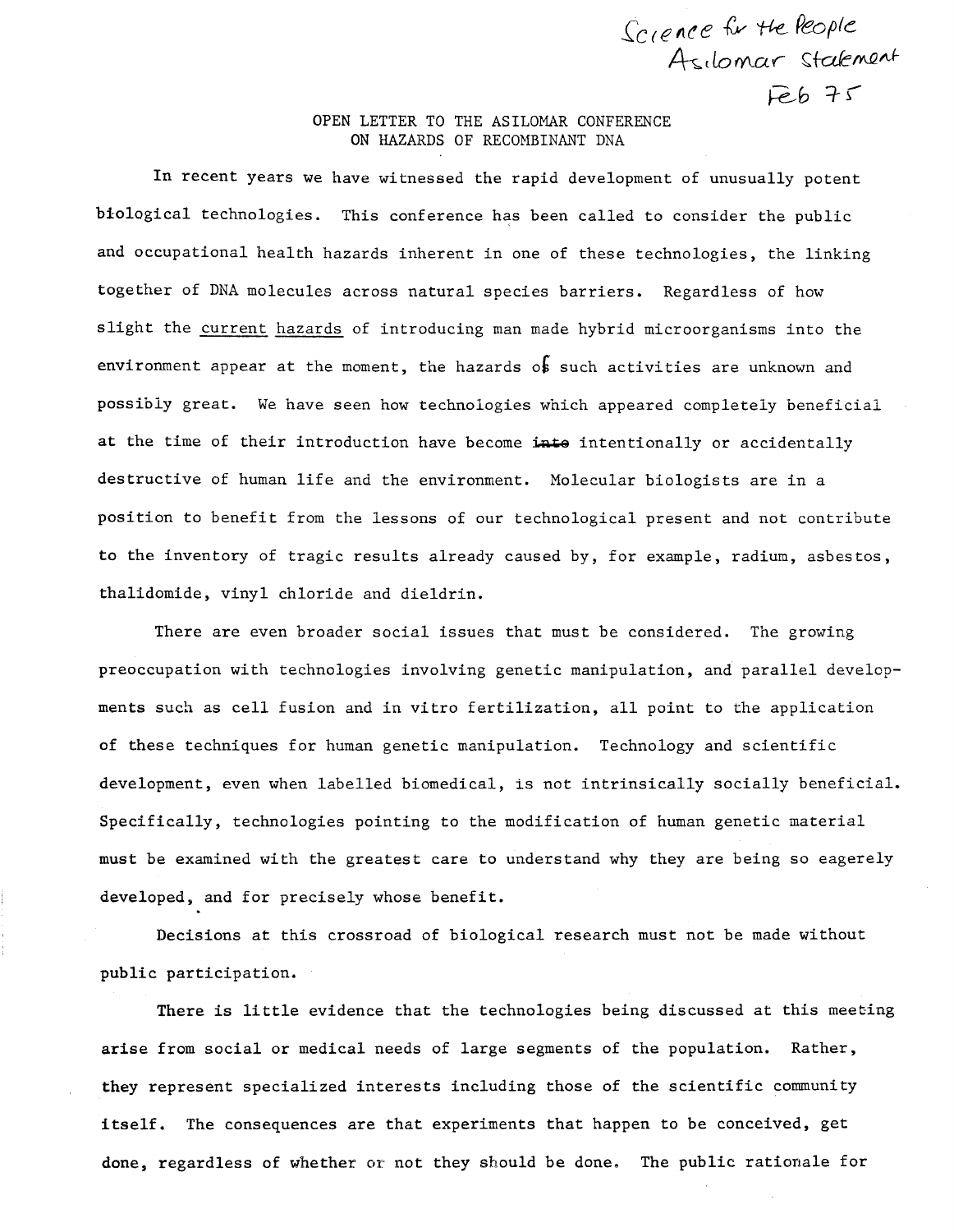Science for the People
Asilomar Statement
Feb 75

# OPEN LETTER TO THE ASILOMAR CONFERENCE ON HAZARDS OF RECOMBINANT DNA

In recent years we have witnessed the rapid development of unusually potent biological technologies. This conference has been called to consider the public and occupational health hazards inherent in one of these technologies, the linking together of DNA molecules across natural species barriers. Regardless of how slight the current hazards of introducing man made hybrid microorganisms into the environment appear at the moment, the hazards of such activities are unknown and possibly great. We have seen how technologies which appeared completely beneficial at the time of their introduction have become ~~into~~ intentionally or accidentally destructive of human life and the environment. Molecular biologists are in a position to benefit from the lessons of our technological present and not contribute to the inventory of tragic results already caused by, for example, radium, asbestos, thalidomide, vinyl chloride and dieldrin.

There are even broader social issues that must be considered. The growing preoccupation with technologies involving genetic manipulation, and parallel developments such as cell fusion and in vitro fertilization, all point to the application of these techniques for human genetic manipulation. Technology and scientific development, even when labelled biomedical, is not intrinsically socially beneficial. Specifically, technologies pointing to the modification of human genetic material must be examined with the greatest care to understand why they are being so eagerely developed, and for precisely whose benefit.

Decisions at this crossroad of biological research must not be made without public participation.

There is little evidence that the technologies being discussed at this meeting arise from social or medical needs of large segments of the population. Rather, they represent specialized interests including those of the scientific community itself. The consequences are that experiments that happen to be conceived, get done, regardless of whether or not they should be done. The public rationale for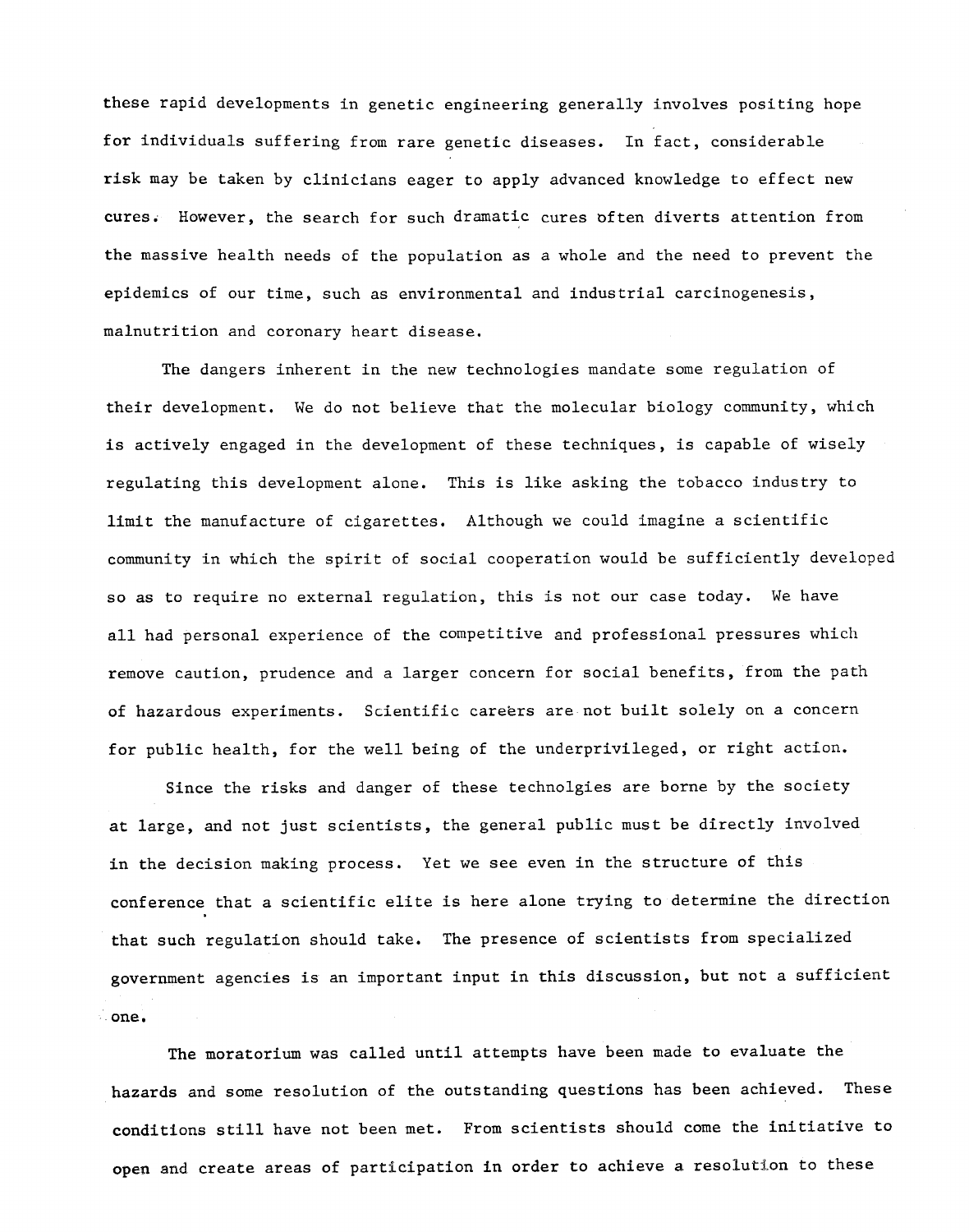these rapid developments in genetic engineering generally involves positing hope for individuals suffering from rare genetic diseases. In fact, considerable risk may be taken by clinicians eager to apply advanced knowledge to effect new cures. However, the search for such dramatic cures often diverts attention from the massive health needs of the population as a whole and the need to prevent the epidemics of our time, such as environmental and industrial carcinogenesis, malnutrition and coronary heart disease.

The dangers inherent in the new technologies mandate some regulation of their development. We do not believe that the molecular biology community, which is actively engaged in the development of these techniques, is capable of wisely regulating this development alone. This is like asking the tobacco industry to limit the manufacture of cigarettes. Although we could imagine a scientific community in which the spirit of social cooperation would be sufficiently developed so as to require no external regulation, this is not our case today. We have all had personal experience of the competitive and professional pressures which remove caution, prudence and a larger concern for social benefits, from the path of hazardous experiments. Scientific careers are not built solely on a concern for public health, for the well being of the underprivileged, or right action.

Since the risks and danger of these technolgies are borne by the society at large, and not just scientists, the general public must be directly involved in the decision making process. Yet we see even in the structure of this conference that a scientific elite is here alone trying to determine the direction that such regulation should take. The presence of scientists from specialized government agencies is an important input in this discussion, but not a sufficient one.

The moratorium was called until attempts have been made to evaluate the hazards and some resolution of the outstanding questions has been achieved. These conditions still have not been met. From scientists should come the initiative to open and create areas of participation in order to achieve a resolution to these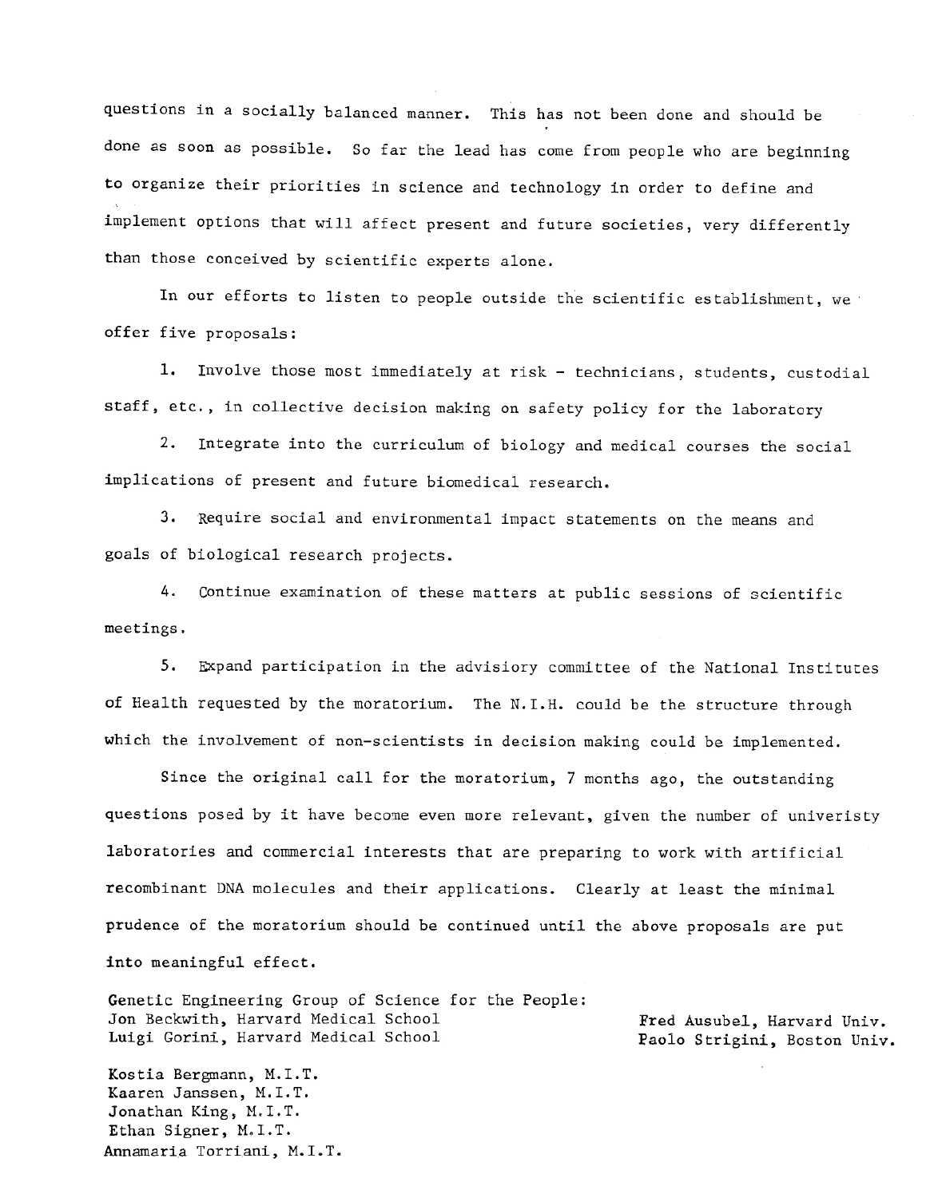questions in a socially balanced manner. This has not been done and should be done as soon as possible. So far the lead has come from people who are beginning to organize their priorities in science and technology in order to define and implement options that will affect present and future societies, very differently than those conceived by scientific experts alone.

In our efforts to listen to people outside the scientific establishment, we offer five proposals:

1. Involve those most immediately at risk - technicians, students, custodial staff, etc., in collective decision making on safety policy for the laboratory

2. Integrate into the curriculum of biology and medical courses the social implications of present and future biomedical research.

3. Require social and environmental impact statements on the means and goals of biological research projects.

4. Continue examination of these matters at public sessions of scientific meetings.

5. Expand participation in the advisiory committee of the National Institutes of Health requested by the moratorium. The N.I.H. could be the structure through which the involvement of non-scientists in decision making could be implemented.

Since the original call for the moratorium, 7 months ago, the outstanding questions posed by it have become even more relevant, given the number of univeristy laboratories and commercial interests that are preparing to work with artificial recombinant DNA molecules and their applications. Clearly at least the minimal prudence of the moratorium should be continued until the above proposals are put into meaningful effect.

Genetic Engineering Group of Science for the People:
Jon Beckwith, Harvard Medical School
Luigi Gorini, Harvard Medical School
Fred Ausubel, Harvard Univ.
Paolo Strigini, Boston Univ.

Kostia Bergmann, M.I.T.
Kaaren Janssen, M.I.T.
Jonathan King, M.I.T.
Ethan Signer, M.I.T.
Annamaria Torriani, M.I.T.